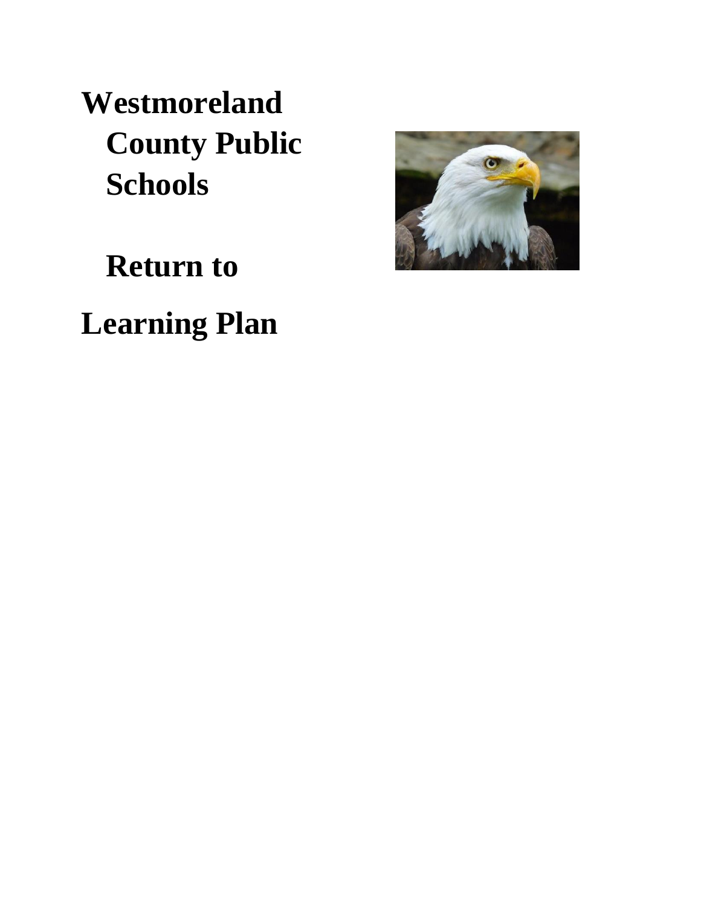# Westmoreland County Public Schools

# Return to Learning Plan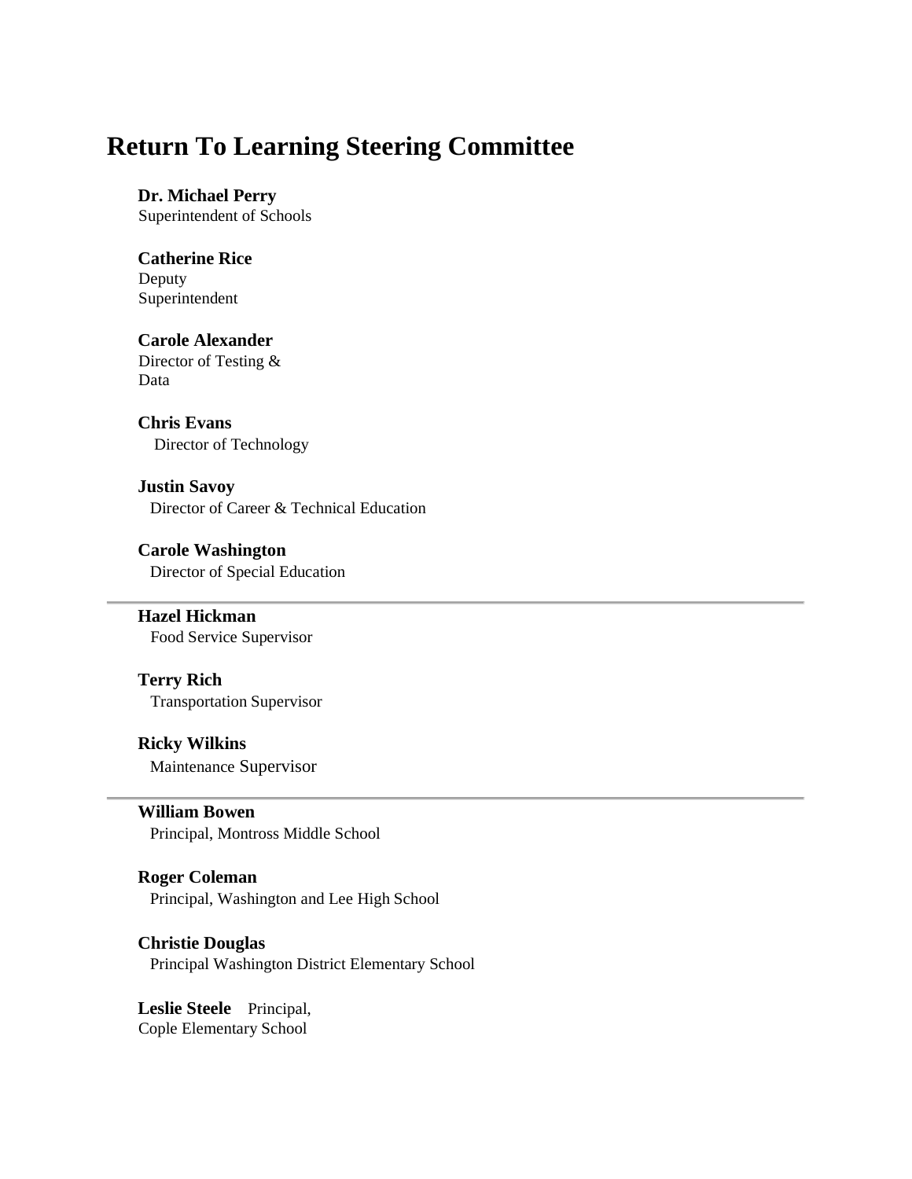# Return To Learning Steering Committee

**Dr. Michael Perry**
Superintendent of Schools

**Catherine Rice**
Deputy
Superintendent

**Carole Alexander**
Director of Testing &
Data

**Chris Evans**
Director of Technology

**Justin Savoy**
Director of Career & Technical Education

**Carole Washington**
Director of Special Education

---

**Hazel Hickman**
Food Service Supervisor

**Terry Rich**
Transportation Supervisor

**Ricky Wilkins**
Maintenance Supervisor

---

**William Bowen**
Principal, Montross Middle School

**Roger Coleman**
Principal, Washington and Lee High School

**Christie Douglas**
Principal Washington District Elementary School

**Leslie Steele** Principal,
Cople Elementary School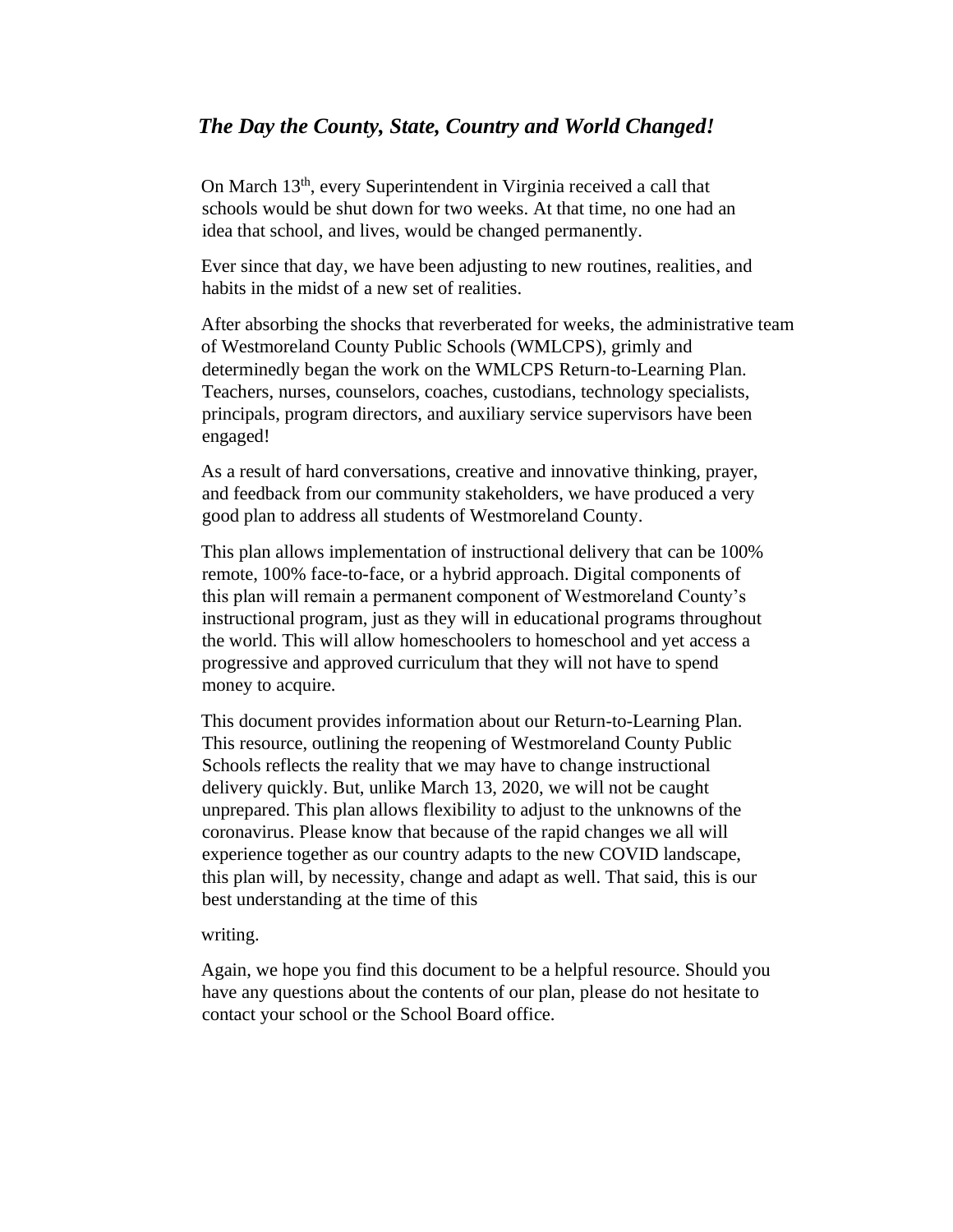## *The Day the County, State, Country and World Changed!*

On March 13th, every Superintendent in Virginia received a call that schools would be shut down for two weeks. At that time, no one had an idea that school, and lives, would be changed permanently.

Ever since that day, we have been adjusting to new routines, realities, and habits in the midst of a new set of realities.

After absorbing the shocks that reverberated for weeks, the administrative team of Westmoreland County Public Schools (WMLCPS), grimly and determinedly began the work on the WMLCPS Return-to-Learning Plan. Teachers, nurses, counselors, coaches, custodians, technology specialists, principals, program directors, and auxiliary service supervisors have been engaged!

As a result of hard conversations, creative and innovative thinking, prayer, and feedback from our community stakeholders, we have produced a very good plan to address all students of Westmoreland County.

This plan allows implementation of instructional delivery that can be 100% remote, 100% face-to-face, or a hybrid approach. Digital components of this plan will remain a permanent component of Westmoreland County's instructional program, just as they will in educational programs throughout the world. This will allow homeschoolers to homeschool and yet access a progressive and approved curriculum that they will not have to spend money to acquire.

This document provides information about our Return-to-Learning Plan. This resource, outlining the reopening of Westmoreland County Public Schools reflects the reality that we may have to change instructional delivery quickly. But, unlike March 13, 2020, we will not be caught unprepared. This plan allows flexibility to adjust to the unknowns of the coronavirus. Please know that because of the rapid changes we all will experience together as our country adapts to the new COVID landscape, this plan will, by necessity, change and adapt as well. That said, this is our best understanding at the time of this writing.

Again, we hope you find this document to be a helpful resource. Should you have any questions about the contents of our plan, please do not hesitate to contact your school or the School Board office.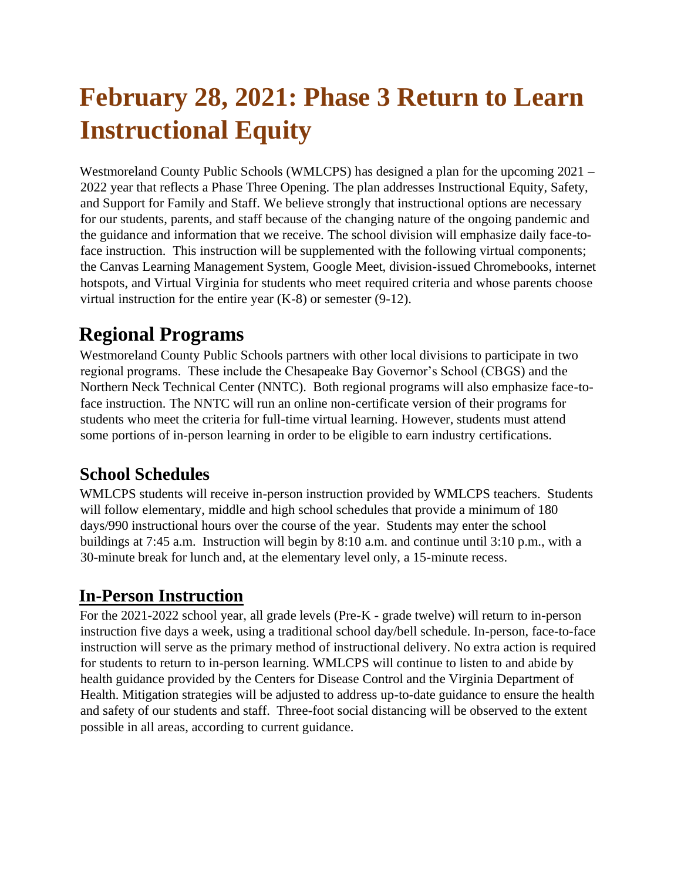# February 28, 2021: Phase 3 Return to Learn Instructional Equity

Westmoreland County Public Schools (WMLCPS) has designed a plan for the upcoming 2021 – 2022 year that reflects a Phase Three Opening. The plan addresses Instructional Equity, Safety, and Support for Family and Staff. We believe strongly that instructional options are necessary for our students, parents, and staff because of the changing nature of the ongoing pandemic and the guidance and information that we receive. The school division will emphasize daily face-to-face instruction. This instruction will be supplemented with the following virtual components; the Canvas Learning Management System, Google Meet, division-issued Chromebooks, internet hotspots, and Virtual Virginia for students who meet required criteria and whose parents choose virtual instruction for the entire year (K-8) or semester (9-12).

## Regional Programs

Westmoreland County Public Schools partners with other local divisions to participate in two regional programs. These include the Chesapeake Bay Governor's School (CBGS) and the Northern Neck Technical Center (NNTC). Both regional programs will also emphasize face-to-face instruction. The NNTC will run an online non-certificate version of their programs for students who meet the criteria for full-time virtual learning. However, students must attend some portions of in-person learning in order to be eligible to earn industry certifications.

### School Schedules

WMLCPS students will receive in-person instruction provided by WMLCPS teachers. Students will follow elementary, middle and high school schedules that provide a minimum of 180 days/990 instructional hours over the course of the year. Students may enter the school buildings at 7:45 a.m. Instruction will begin by 8:10 a.m. and continue until 3:10 p.m., with a 30-minute break for lunch and, at the elementary level only, a 15-minute recess.

## In-Person Instruction

For the 2021-2022 school year, all grade levels (Pre-K - grade twelve) will return to in-person instruction five days a week, using a traditional school day/bell schedule. In-person, face-to-face instruction will serve as the primary method of instructional delivery. No extra action is required for students to return to in-person learning. WMLCPS will continue to listen to and abide by health guidance provided by the Centers for Disease Control and the Virginia Department of Health. Mitigation strategies will be adjusted to address up-to-date guidance to ensure the health and safety of our students and staff. Three-foot social distancing will be observed to the extent possible in all areas, according to current guidance.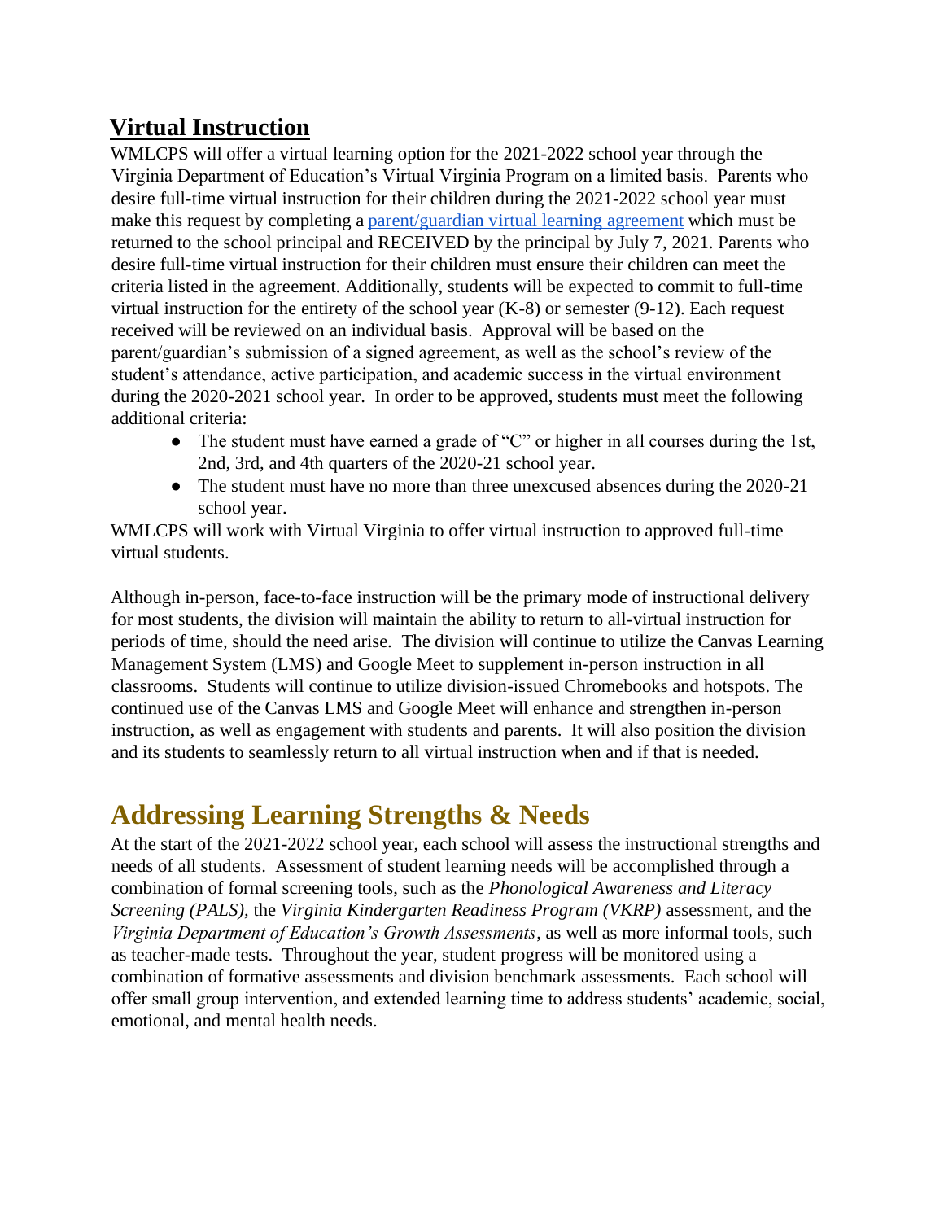## **Virtual Instruction**

WMLCPS will offer a virtual learning option for the 2021-2022 school year through the Virginia Department of Education's Virtual Virginia Program on a limited basis. Parents who desire full-time virtual instruction for their children during the 2021-2022 school year must make this request by completing a parent/guardian virtual learning agreement which must be returned to the school principal and RECEIVED by the principal by July 7, 2021. Parents who desire full-time virtual instruction for their children must ensure their children can meet the criteria listed in the agreement. Additionally, students will be expected to commit to full-time virtual instruction for the entirety of the school year (K-8) or semester (9-12). Each request received will be reviewed on an individual basis. Approval will be based on the parent/guardian's submission of a signed agreement, as well as the school's review of the student's attendance, active participation, and academic success in the virtual environment during the 2020-2021 school year. In order to be approved, students must meet the following additional criteria:

- The student must have earned a grade of "C" or higher in all courses during the 1st, 2nd, 3rd, and 4th quarters of the 2020-21 school year.
- The student must have no more than three unexcused absences during the 2020-21 school year.

WMLCPS will work with Virtual Virginia to offer virtual instruction to approved full-time virtual students.

Although in-person, face-to-face instruction will be the primary mode of instructional delivery for most students, the division will maintain the ability to return to all-virtual instruction for periods of time, should the need arise. The division will continue to utilize the Canvas Learning Management System (LMS) and Google Meet to supplement in-person instruction in all classrooms. Students will continue to utilize division-issued Chromebooks and hotspots. The continued use of the Canvas LMS and Google Meet will enhance and strengthen in-person instruction, as well as engagement with students and parents. It will also position the division and its students to seamlessly return to all virtual instruction when and if that is needed.

## Addressing Learning Strengths & Needs

At the start of the 2021-2022 school year, each school will assess the instructional strengths and needs of all students. Assessment of student learning needs will be accomplished through a combination of formal screening tools, such as the *Phonological Awareness and Literacy Screening (PALS),* the *Virginia Kindergarten Readiness Program (VKRP)* assessment, and the *Virginia Department of Education's Growth Assessments*, as well as more informal tools, such as teacher-made tests. Throughout the year, student progress will be monitored using a combination of formative assessments and division benchmark assessments. Each school will offer small group intervention, and extended learning time to address students' academic, social, emotional, and mental health needs.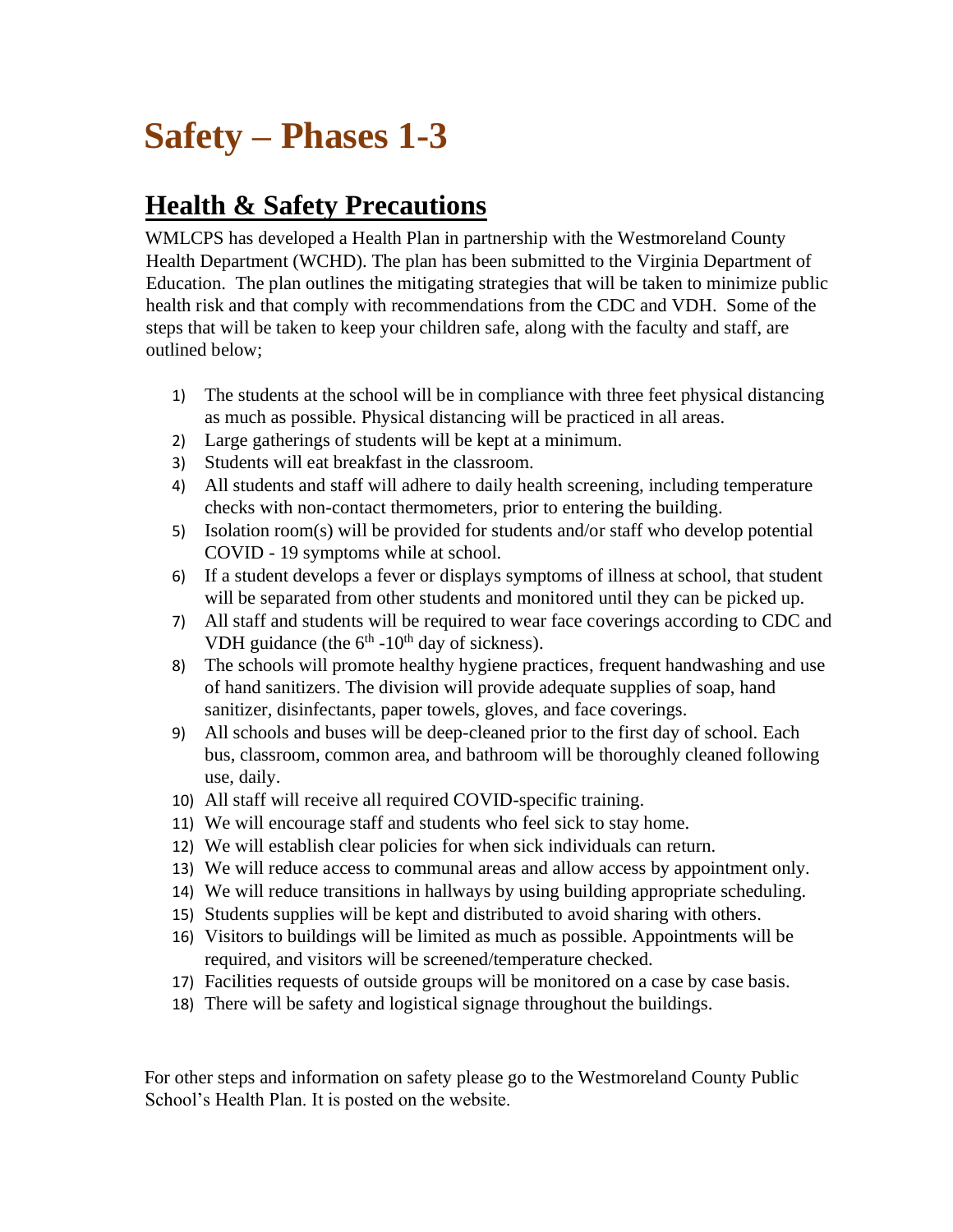# Safety – Phases 1-3

## Health & Safety Precautions

WMLCPS has developed a Health Plan in partnership with the Westmoreland County Health Department (WCHD). The plan has been submitted to the Virginia Department of Education. The plan outlines the mitigating strategies that will be taken to minimize public health risk and that comply with recommendations from the CDC and VDH. Some of the steps that will be taken to keep your children safe, along with the faculty and staff, are outlined below;

1) The students at the school will be in compliance with three feet physical distancing as much as possible. Physical distancing will be practiced in all areas.
2) Large gatherings of students will be kept at a minimum.
3) Students will eat breakfast in the classroom.
4) All students and staff will adhere to daily health screening, including temperature checks with non-contact thermometers, prior to entering the building.
5) Isolation room(s) will be provided for students and/or staff who develop potential COVID - 19 symptoms while at school.
6) If a student develops a fever or displays symptoms of illness at school, that student will be separated from other students and monitored until they can be picked up.
7) All staff and students will be required to wear face coverings according to CDC and VDH guidance (the 6th -10th day of sickness).
8) The schools will promote healthy hygiene practices, frequent handwashing and use of hand sanitizers. The division will provide adequate supplies of soap, hand sanitizer, disinfectants, paper towels, gloves, and face coverings.
9) All schools and buses will be deep-cleaned prior to the first day of school. Each bus, classroom, common area, and bathroom will be thoroughly cleaned following use, daily.
10) All staff will receive all required COVID-specific training.
11) We will encourage staff and students who feel sick to stay home.
12) We will establish clear policies for when sick individuals can return.
13) We will reduce access to communal areas and allow access by appointment only.
14) We will reduce transitions in hallways by using building appropriate scheduling.
15) Students supplies will be kept and distributed to avoid sharing with others.
16) Visitors to buildings will be limited as much as possible. Appointments will be required, and visitors will be screened/temperature checked.
17) Facilities requests of outside groups will be monitored on a case by case basis.
18) There will be safety and logistical signage throughout the buildings.

For other steps and information on safety please go to the Westmoreland County Public School's Health Plan. It is posted on the website.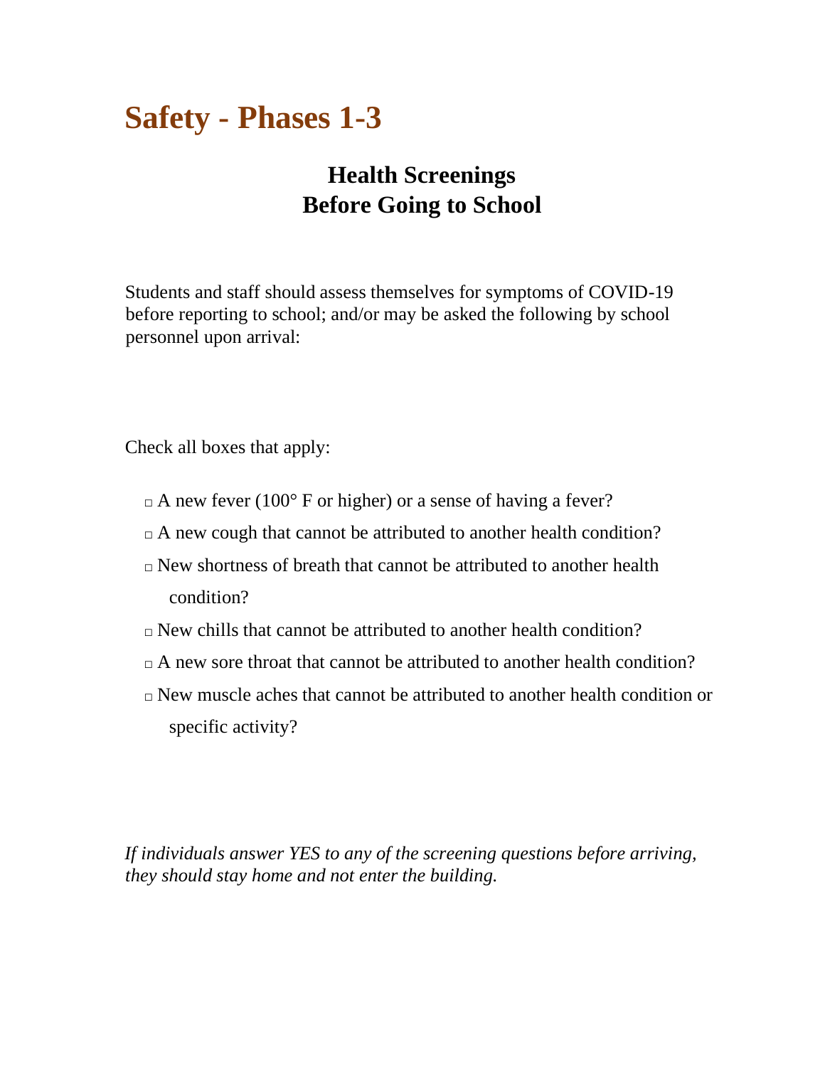# Safety - Phases 1-3

## Health Screenings
## Before Going to School

Students and staff should assess themselves for symptoms of COVID-19 before reporting to school; and/or may be asked the following by school personnel upon arrival:

Check all boxes that apply:

- □ A new fever (100° F or higher) or a sense of having a fever?
- □ A new cough that cannot be attributed to another health condition?
- □ New shortness of breath that cannot be attributed to another health condition?
- □ New chills that cannot be attributed to another health condition?
- □ A new sore throat that cannot be attributed to another health condition?
- □ New muscle aches that cannot be attributed to another health condition or specific activity?

*If individuals answer YES to any of the screening questions before arriving, they should stay home and not enter the building.*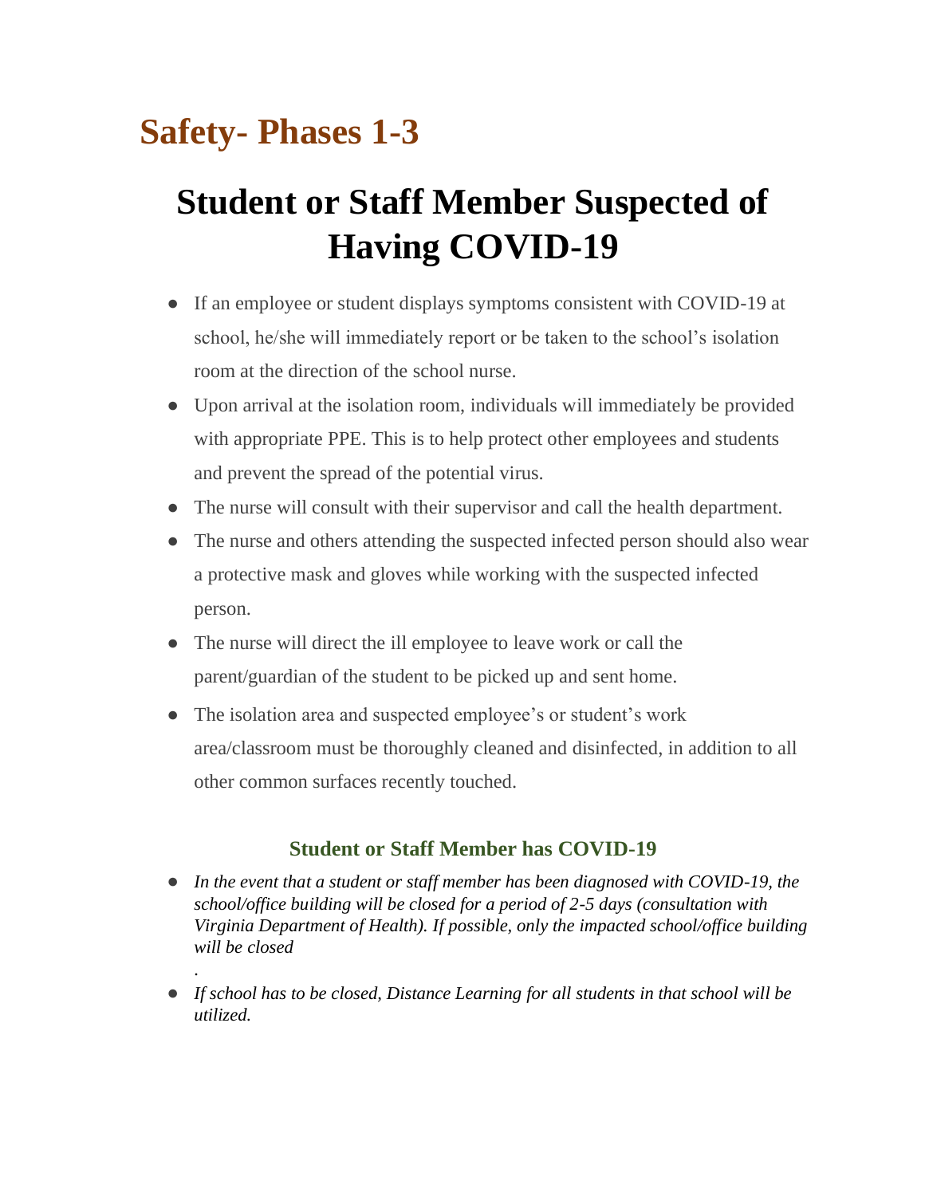# Safety- Phases 1-3

# Student or Staff Member Suspected of Having COVID-19

- If an employee or student displays symptoms consistent with COVID-19 at school, he/she will immediately report or be taken to the school's isolation room at the direction of the school nurse.
- Upon arrival at the isolation room, individuals will immediately be provided with appropriate PPE. This is to help protect other employees and students and prevent the spread of the potential virus.
- The nurse will consult with their supervisor and call the health department.
- The nurse and others attending the suspected infected person should also wear a protective mask and gloves while working with the suspected infected person.
- The nurse will direct the ill employee to leave work or call the parent/guardian of the student to be picked up and sent home.
- The isolation area and suspected employee's or student's work area/classroom must be thoroughly cleaned and disinfected, in addition to all other common surfaces recently touched.

### Student or Staff Member has COVID-19

- *In the event that a student or staff member has been diagnosed with COVID-19, the school/office building will be closed for a period of 2-5 days (consultation with Virginia Department of Health). If possible, only the impacted school/office building will be closed*

  .
- *If school has to be closed, Distance Learning for all students in that school will be utilized.*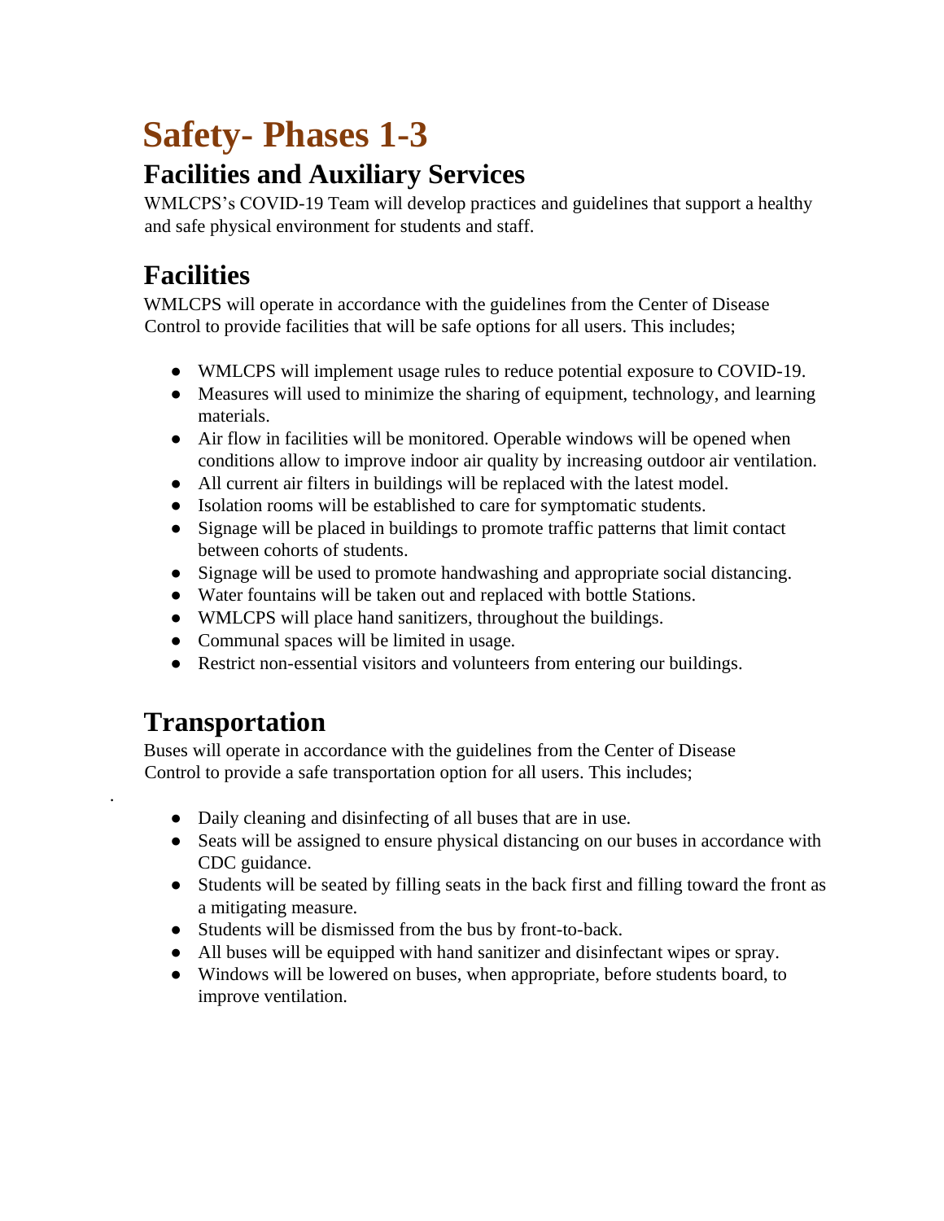# Safety- Phases 1-3

## Facilities and Auxiliary Services

WMLCPS's COVID-19 Team will develop practices and guidelines that support a healthy and safe physical environment for students and staff.

## Facilities

WMLCPS will operate in accordance with the guidelines from the Center of Disease Control to provide facilities that will be safe options for all users. This includes;

- WMLCPS will implement usage rules to reduce potential exposure to COVID-19.
- Measures will used to minimize the sharing of equipment, technology, and learning materials.
- Air flow in facilities will be monitored. Operable windows will be opened when conditions allow to improve indoor air quality by increasing outdoor air ventilation.
- All current air filters in buildings will be replaced with the latest model.
- Isolation rooms will be established to care for symptomatic students.
- Signage will be placed in buildings to promote traffic patterns that limit contact between cohorts of students.
- Signage will be used to promote handwashing and appropriate social distancing.
- Water fountains will be taken out and replaced with bottle Stations.
- WMLCPS will place hand sanitizers, throughout the buildings.
- Communal spaces will be limited in usage.
- Restrict non-essential visitors and volunteers from entering our buildings.

## Transportation

Buses will operate in accordance with the guidelines from the Center of Disease Control to provide a safe transportation option for all users. This includes;

- Daily cleaning and disinfecting of all buses that are in use.
- Seats will be assigned to ensure physical distancing on our buses in accordance with CDC guidance.
- Students will be seated by filling seats in the back first and filling toward the front as a mitigating measure.
- Students will be dismissed from the bus by front-to-back.
- All buses will be equipped with hand sanitizer and disinfectant wipes or spray.
- Windows will be lowered on buses, when appropriate, before students board, to improve ventilation.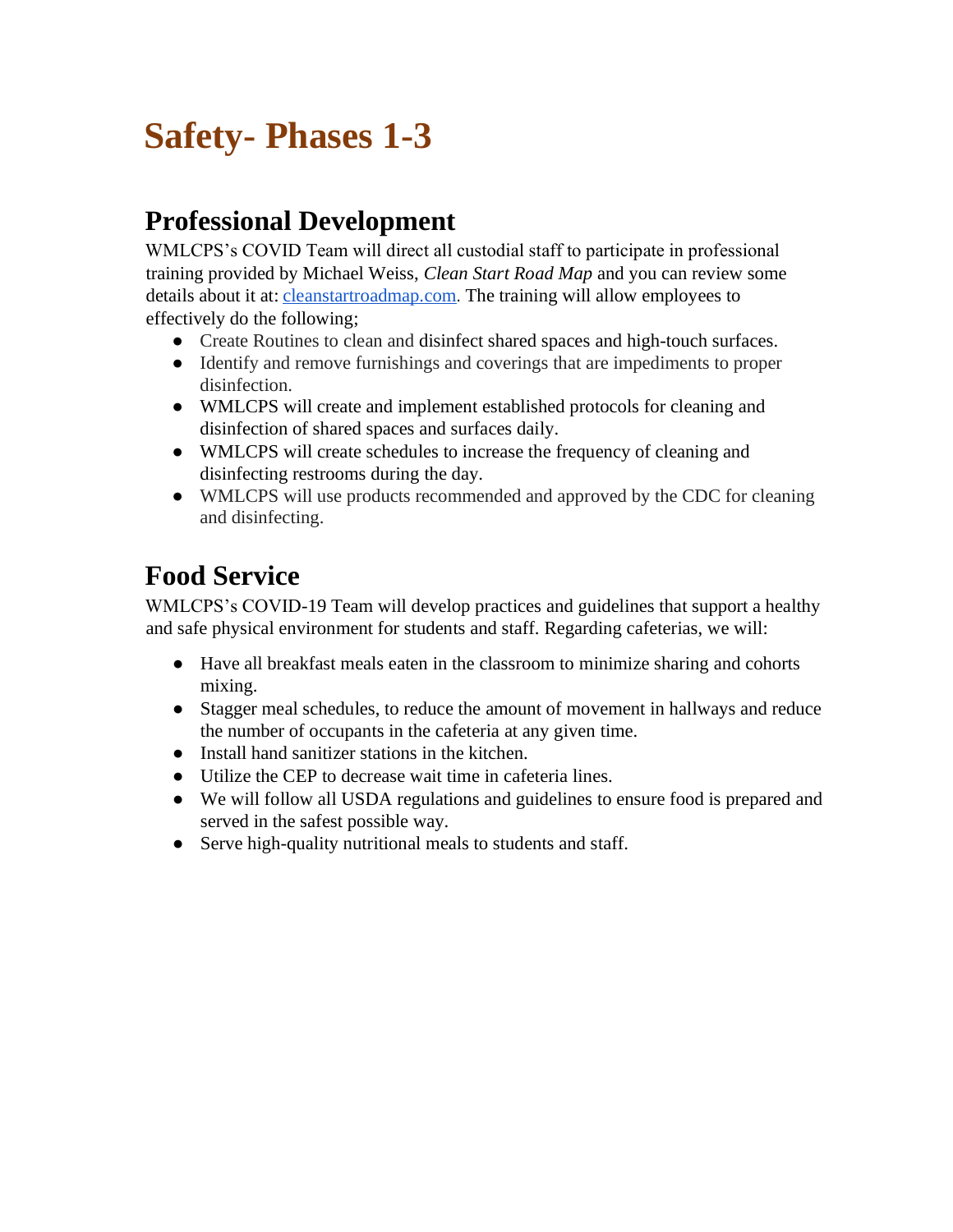# Safety- Phases 1-3

## Professional Development

WMLCPS's COVID Team will direct all custodial staff to participate in professional training provided by Michael Weiss, *Clean Start Road Map* and you can review some details about it at: [cleanstartroadmap.com](cleanstartroadmap.com). The training will allow employees to effectively do the following;

- Create Routines to clean and disinfect shared spaces and high-touch surfaces.
- Identify and remove furnishings and coverings that are impediments to proper disinfection.
- WMLCPS will create and implement established protocols for cleaning and disinfection of shared spaces and surfaces daily.
- WMLCPS will create schedules to increase the frequency of cleaning and disinfecting restrooms during the day.
- WMLCPS will use products recommended and approved by the CDC for cleaning and disinfecting.

## Food Service

WMLCPS's COVID-19 Team will develop practices and guidelines that support a healthy and safe physical environment for students and staff. Regarding cafeterias, we will:

- Have all breakfast meals eaten in the classroom to minimize sharing and cohorts mixing.
- Stagger meal schedules, to reduce the amount of movement in hallways and reduce the number of occupants in the cafeteria at any given time.
- Install hand sanitizer stations in the kitchen.
- Utilize the CEP to decrease wait time in cafeteria lines.
- We will follow all USDA regulations and guidelines to ensure food is prepared and served in the safest possible way.
- Serve high-quality nutritional meals to students and staff.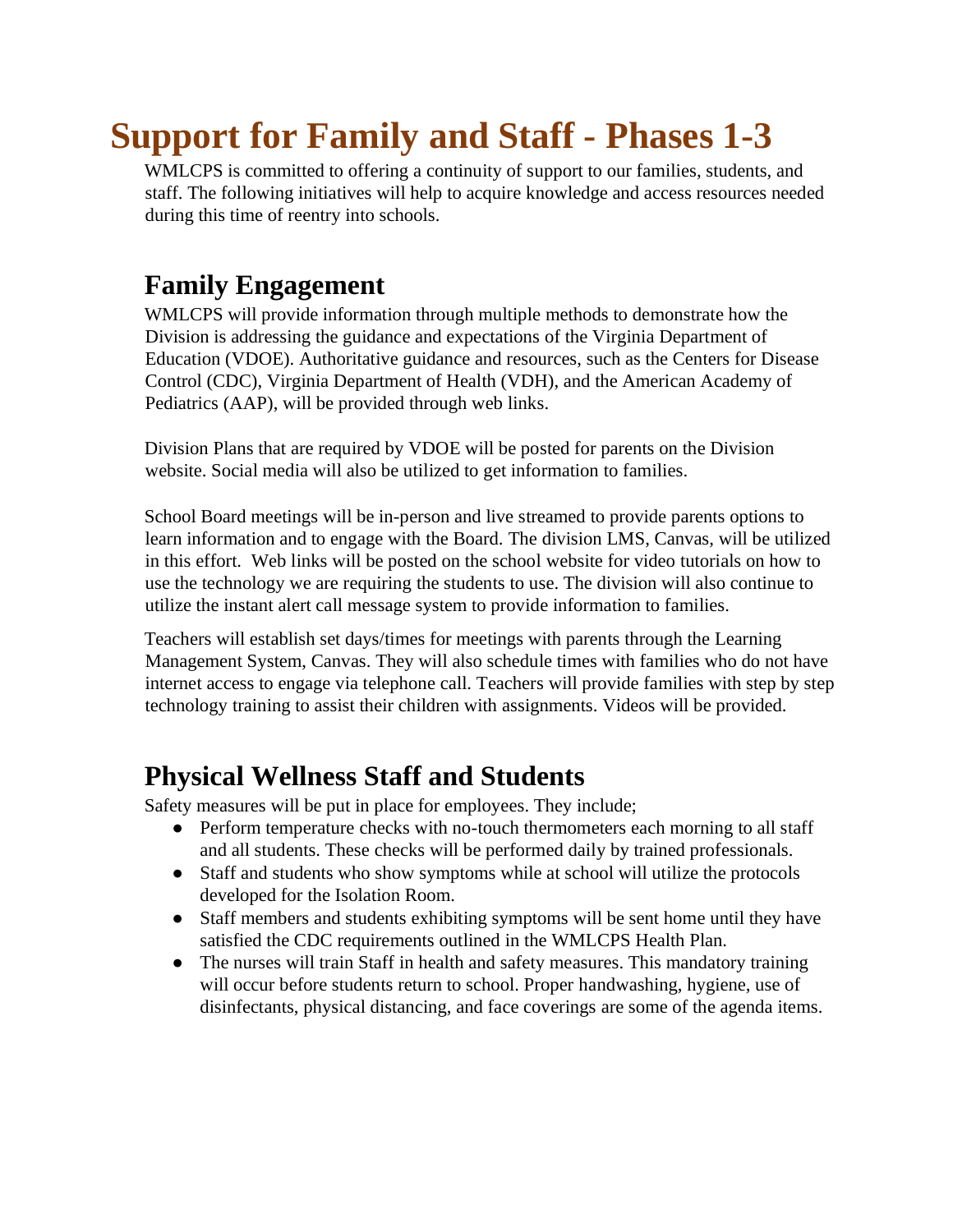# Support for Family and Staff - Phases 1-3

WMLCPS is committed to offering a continuity of support to our families, students, and staff. The following initiatives will help to acquire knowledge and access resources needed during this time of reentry into schools.

## Family Engagement

WMLCPS will provide information through multiple methods to demonstrate how the Division is addressing the guidance and expectations of the Virginia Department of Education (VDOE). Authoritative guidance and resources, such as the Centers for Disease Control (CDC), Virginia Department of Health (VDH), and the American Academy of Pediatrics (AAP), will be provided through web links.

Division Plans that are required by VDOE will be posted for parents on the Division website. Social media will also be utilized to get information to families.

School Board meetings will be in-person and live streamed to provide parents options to learn information and to engage with the Board. The division LMS, Canvas, will be utilized in this effort. Web links will be posted on the school website for video tutorials on how to use the technology we are requiring the students to use. The division will also continue to utilize the instant alert call message system to provide information to families.

Teachers will establish set days/times for meetings with parents through the Learning Management System, Canvas. They will also schedule times with families who do not have internet access to engage via telephone call. Teachers will provide families with step by step technology training to assist their children with assignments. Videos will be provided.

## Physical Wellness Staff and Students

Safety measures will be put in place for employees. They include;

- Perform temperature checks with no-touch thermometers each morning to all staff and all students. These checks will be performed daily by trained professionals.
- Staff and students who show symptoms while at school will utilize the protocols developed for the Isolation Room.
- Staff members and students exhibiting symptoms will be sent home until they have satisfied the CDC requirements outlined in the WMLCPS Health Plan.
- The nurses will train Staff in health and safety measures. This mandatory training will occur before students return to school. Proper handwashing, hygiene, use of disinfectants, physical distancing, and face coverings are some of the agenda items.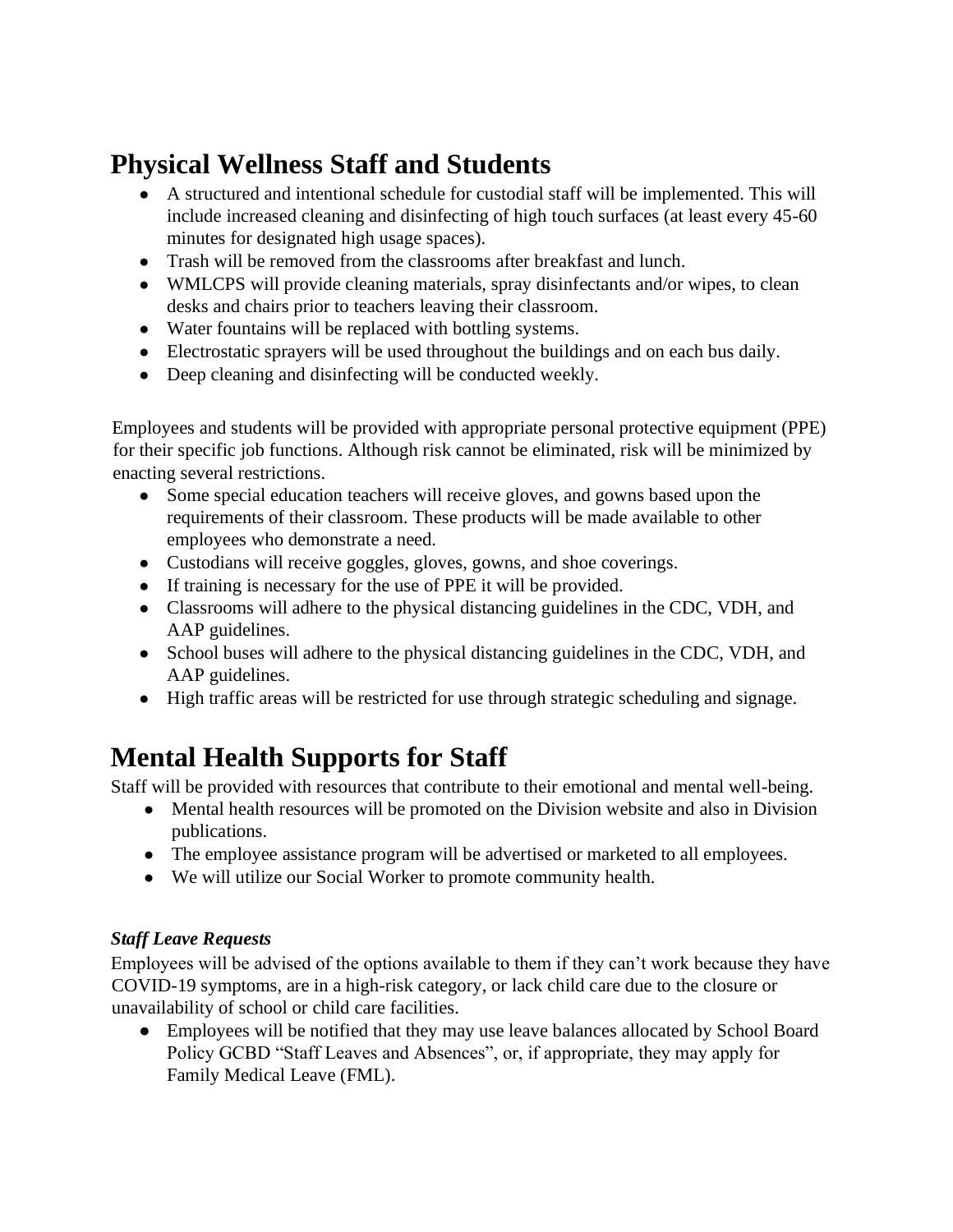## Physical Wellness Staff and Students

- A structured and intentional schedule for custodial staff will be implemented. This will include increased cleaning and disinfecting of high touch surfaces (at least every 45-60 minutes for designated high usage spaces).
- Trash will be removed from the classrooms after breakfast and lunch.
- WMLCPS will provide cleaning materials, spray disinfectants and/or wipes, to clean desks and chairs prior to teachers leaving their classroom.
- Water fountains will be replaced with bottling systems.
- Electrostatic sprayers will be used throughout the buildings and on each bus daily.
- Deep cleaning and disinfecting will be conducted weekly.

Employees and students will be provided with appropriate personal protective equipment (PPE) for their specific job functions. Although risk cannot be eliminated, risk will be minimized by enacting several restrictions.

- Some special education teachers will receive gloves, and gowns based upon the requirements of their classroom. These products will be made available to other employees who demonstrate a need.
- Custodians will receive goggles, gloves, gowns, and shoe coverings.
- If training is necessary for the use of PPE it will be provided.
- Classrooms will adhere to the physical distancing guidelines in the CDC, VDH, and AAP guidelines.
- School buses will adhere to the physical distancing guidelines in the CDC, VDH, and AAP guidelines.
- High traffic areas will be restricted for use through strategic scheduling and signage.

## Mental Health Supports for Staff

Staff will be provided with resources that contribute to their emotional and mental well-being.

- Mental health resources will be promoted on the Division website and also in Division publications.
- The employee assistance program will be advertised or marketed to all employees.
- We will utilize our Social Worker to promote community health.

### *Staff Leave Requests*

Employees will be advised of the options available to them if they can't work because they have COVID-19 symptoms, are in a high-risk category, or lack child care due to the closure or unavailability of school or child care facilities.

- Employees will be notified that they may use leave balances allocated by School Board Policy GCBD "Staff Leaves and Absences", or, if appropriate, they may apply for Family Medical Leave (FML).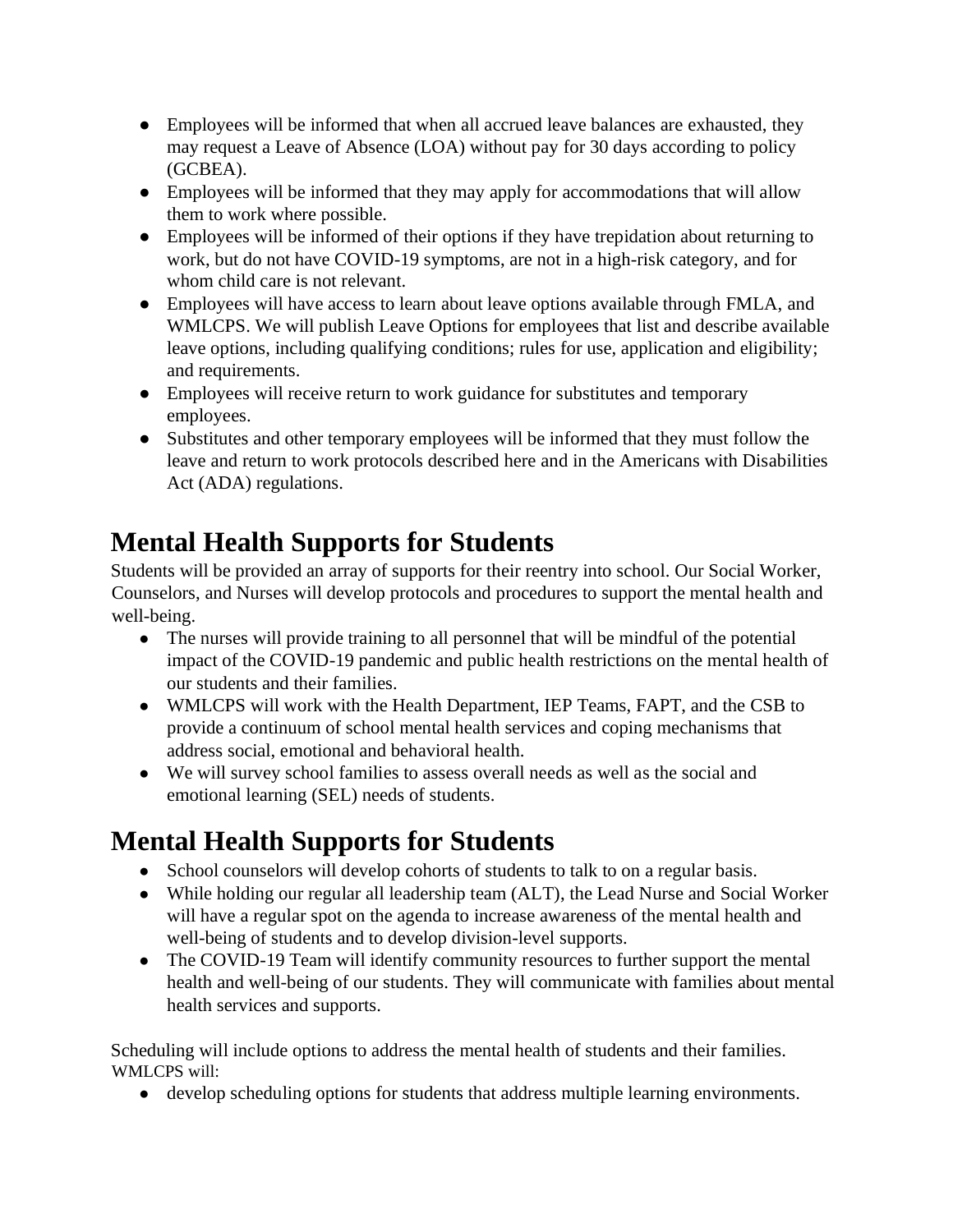- Employees will be informed that when all accrued leave balances are exhausted, they may request a Leave of Absence (LOA) without pay for 30 days according to policy (GCBEA).
- Employees will be informed that they may apply for accommodations that will allow them to work where possible.
- Employees will be informed of their options if they have trepidation about returning to work, but do not have COVID-19 symptoms, are not in a high-risk category, and for whom child care is not relevant.
- Employees will have access to learn about leave options available through FMLA, and WMLCPS. We will publish Leave Options for employees that list and describe available leave options, including qualifying conditions; rules for use, application and eligibility; and requirements.
- Employees will receive return to work guidance for substitutes and temporary employees.
- Substitutes and other temporary employees will be informed that they must follow the leave and return to work protocols described here and in the Americans with Disabilities Act (ADA) regulations.

# Mental Health Supports for Students

Students will be provided an array of supports for their reentry into school. Our Social Worker, Counselors, and Nurses will develop protocols and procedures to support the mental health and well-being.

- The nurses will provide training to all personnel that will be mindful of the potential impact of the COVID-19 pandemic and public health restrictions on the mental health of our students and their families.
- WMLCPS will work with the Health Department, IEP Teams, FAPT, and the CSB to provide a continuum of school mental health services and coping mechanisms that address social, emotional and behavioral health.
- We will survey school families to assess overall needs as well as the social and emotional learning (SEL) needs of students.

# Mental Health Supports for Students

- School counselors will develop cohorts of students to talk to on a regular basis.
- While holding our regular all leadership team (ALT), the Lead Nurse and Social Worker will have a regular spot on the agenda to increase awareness of the mental health and well-being of students and to develop division-level supports.
- The COVID-19 Team will identify community resources to further support the mental health and well-being of our students. They will communicate with families about mental health services and supports.

Scheduling will include options to address the mental health of students and their families. WMLCPS will:

- develop scheduling options for students that address multiple learning environments.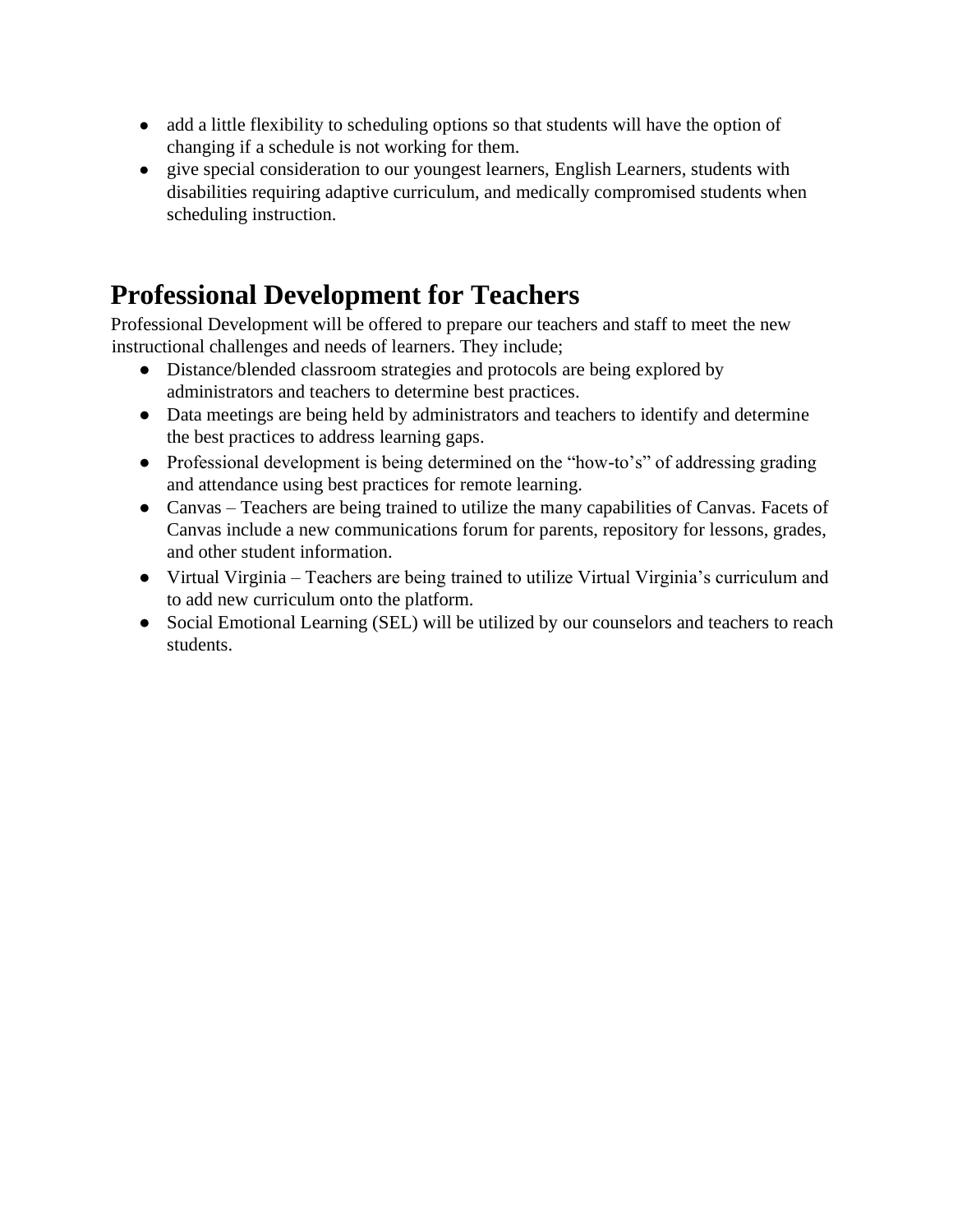- add a little flexibility to scheduling options so that students will have the option of changing if a schedule is not working for them.
- give special consideration to our youngest learners, English Learners, students with disabilities requiring adaptive curriculum, and medically compromised students when scheduling instruction.

# Professional Development for Teachers

Professional Development will be offered to prepare our teachers and staff to meet the new instructional challenges and needs of learners. They include;

- Distance/blended classroom strategies and protocols are being explored by administrators and teachers to determine best practices.
- Data meetings are being held by administrators and teachers to identify and determine the best practices to address learning gaps.
- Professional development is being determined on the "how-to's" of addressing grading and attendance using best practices for remote learning.
- Canvas – Teachers are being trained to utilize the many capabilities of Canvas. Facets of Canvas include a new communications forum for parents, repository for lessons, grades, and other student information.
- Virtual Virginia – Teachers are being trained to utilize Virtual Virginia's curriculum and to add new curriculum onto the platform.
- Social Emotional Learning (SEL) will be utilized by our counselors and teachers to reach students.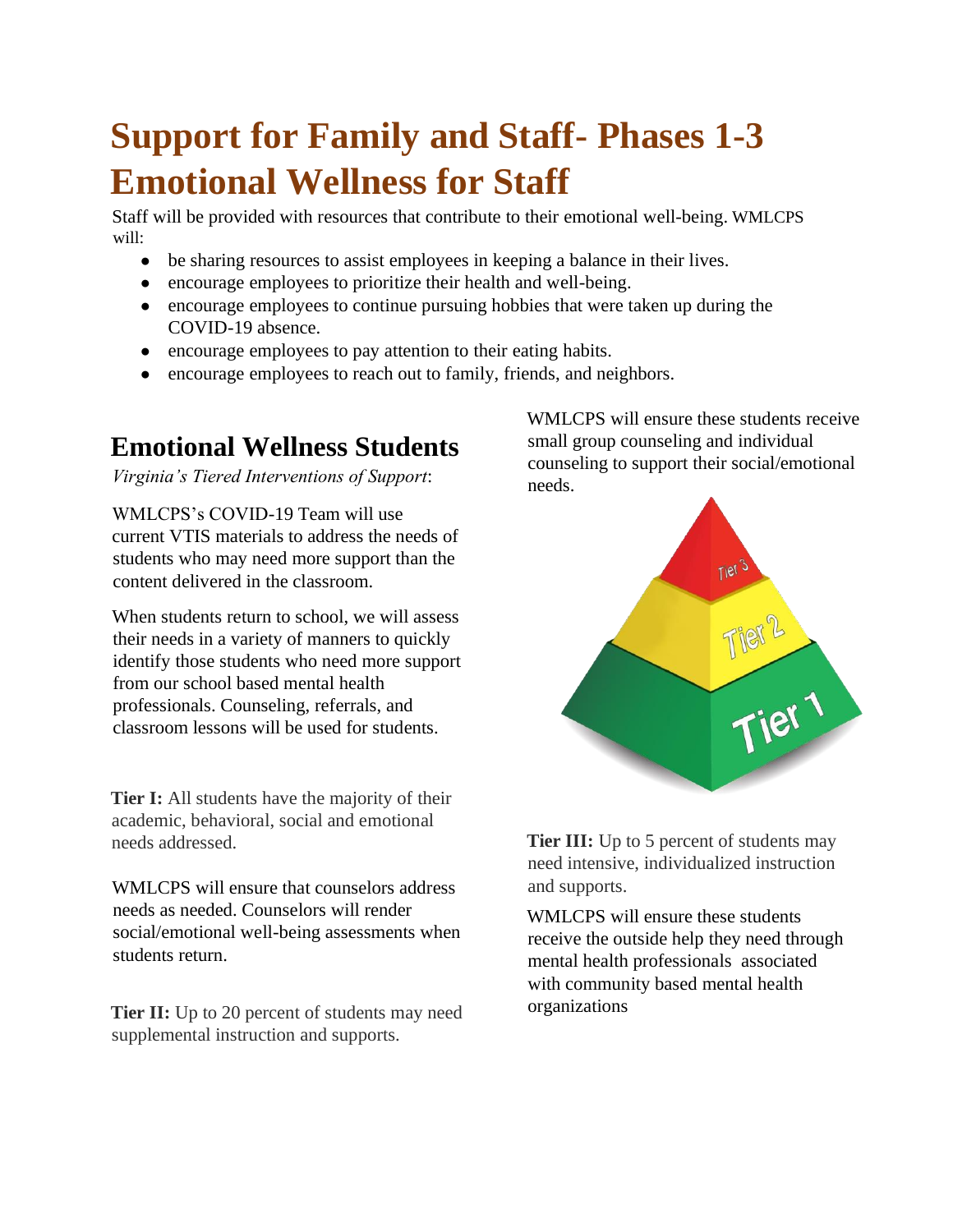# Support for Family and Staff- Phases 1-3

# Emotional Wellness for Staff

Staff will be provided with resources that contribute to their emotional well-being. WMLCPS will:

- be sharing resources to assist employees in keeping a balance in their lives.
- encourage employees to prioritize their health and well-being.
- encourage employees to continue pursuing hobbies that were taken up during the COVID-19 absence.
- encourage employees to pay attention to their eating habits.
- encourage employees to reach out to family, friends, and neighbors.

## Emotional Wellness Students

*Virginia's Tiered Interventions of Support*:

WMLCPS's COVID-19 Team will use current VTIS materials to address the needs of students who may need more support than the content delivered in the classroom.

When students return to school, we will assess their needs in a variety of manners to quickly identify those students who need more support from our school based mental health professionals. Counseling, referrals, and classroom lessons will be used for students.

**Tier I:** All students have the majority of their academic, behavioral, social and emotional needs addressed.

WMLCPS will ensure that counselors address needs as needed. Counselors will render social/emotional well-being assessments when students return.

**Tier II:** Up to 20 percent of students may need supplemental instruction and supports.

WMLCPS will ensure these students receive small group counseling and individual counseling to support their social/emotional needs.

Tier 3

Tier 2

Tier 1

**Tier III:** Up to 5 percent of students may need intensive, individualized instruction and supports.

WMLCPS will ensure these students receive the outside help they need through mental health professionals associated with community based mental health organizations